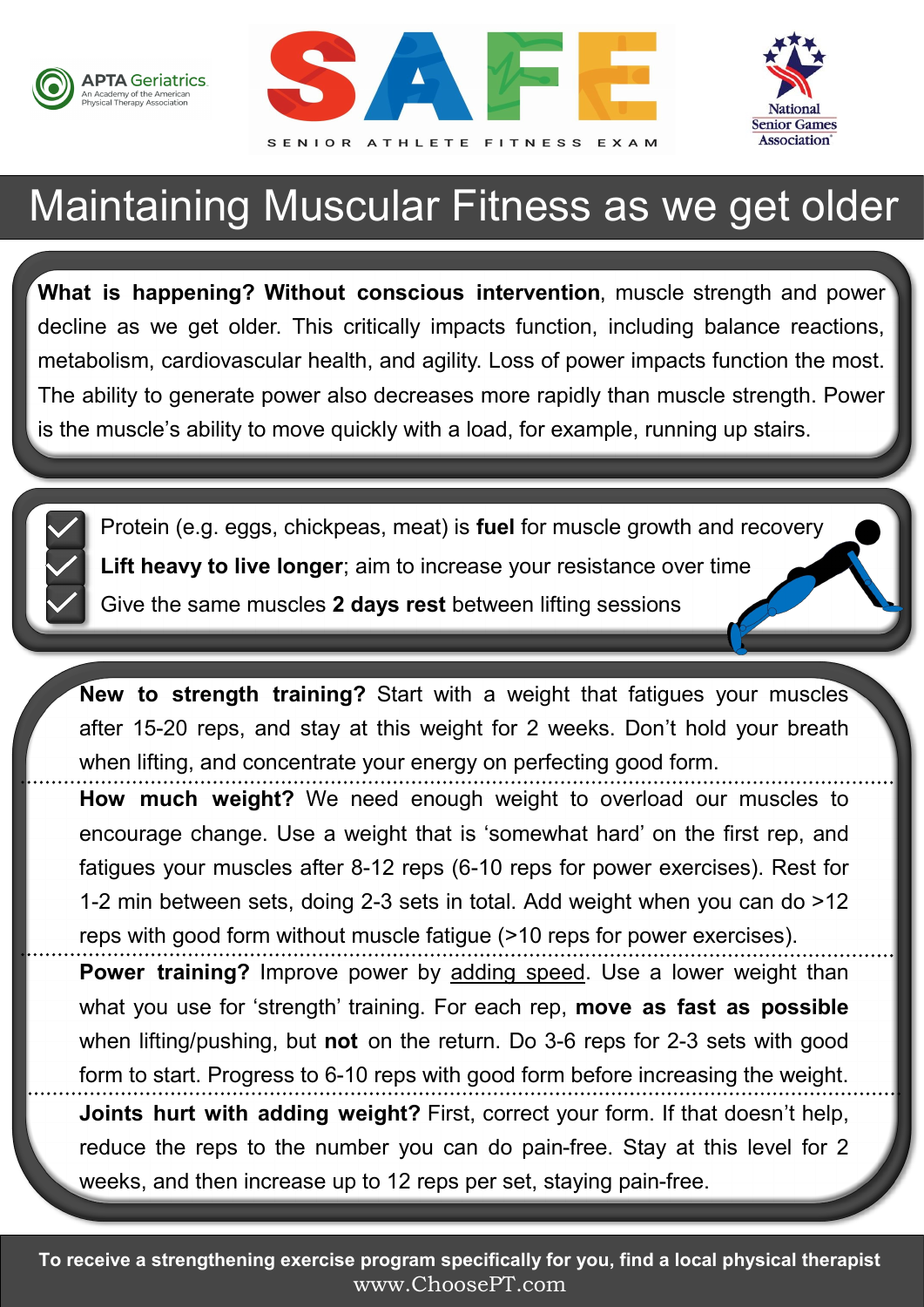APTA Geriatrics — An Academy of the American Physical Therapy Association

SAFE — SENIOR ATHLETE FITNESS EXAM

National Senior Games Association

# Maintaining Muscular Fitness as we get older

**What is happening? Without conscious intervention**, muscle strength and power decline as we get older. This critically impacts function, including balance reactions, metabolism, cardiovascular health, and agility. Loss of power impacts function the most. The ability to generate power also decreases more rapidly than muscle strength. Power is the muscle's ability to move quickly with a load, for example, running up stairs.

- ☑ Protein (e.g. eggs, chickpeas, meat) is **fuel** for muscle growth and recovery
- ☑ **Lift heavy to live longer**; aim to increase your resistance over time
- ☑ Give the same muscles **2 days rest** between lifting sessions

**New to strength training?** Start with a weight that fatigues your muscles after 15-20 reps, and stay at this weight for 2 weeks. Don't hold your breath when lifting, and concentrate your energy on perfecting good form.

**How much weight?** We need enough weight to overload our muscles to encourage change. Use a weight that is 'somewhat hard' on the first rep, and fatigues your muscles after 8-12 reps (6-10 reps for power exercises). Rest for 1-2 min between sets, doing 2-3 sets in total. Add weight when you can do >12 reps with good form without muscle fatigue (>10 reps for power exercises).

**Power training?** Improve power by adding speed. Use a lower weight than what you use for 'strength' training. For each rep, **move as fast as possible** when lifting/pushing, but **not** on the return. Do 3-6 reps for 2-3 sets with good form to start. Progress to 6-10 reps with good form before increasing the weight.

**Joints hurt with adding weight?** First, correct your form. If that doesn't help, reduce the reps to the number you can do pain-free. Stay at this level for 2 weeks, and then increase up to 12 reps per set, staying pain-free.

**To receive a strengthening exercise program specifically for you, find a local physical therapist**
www.ChoosePT.com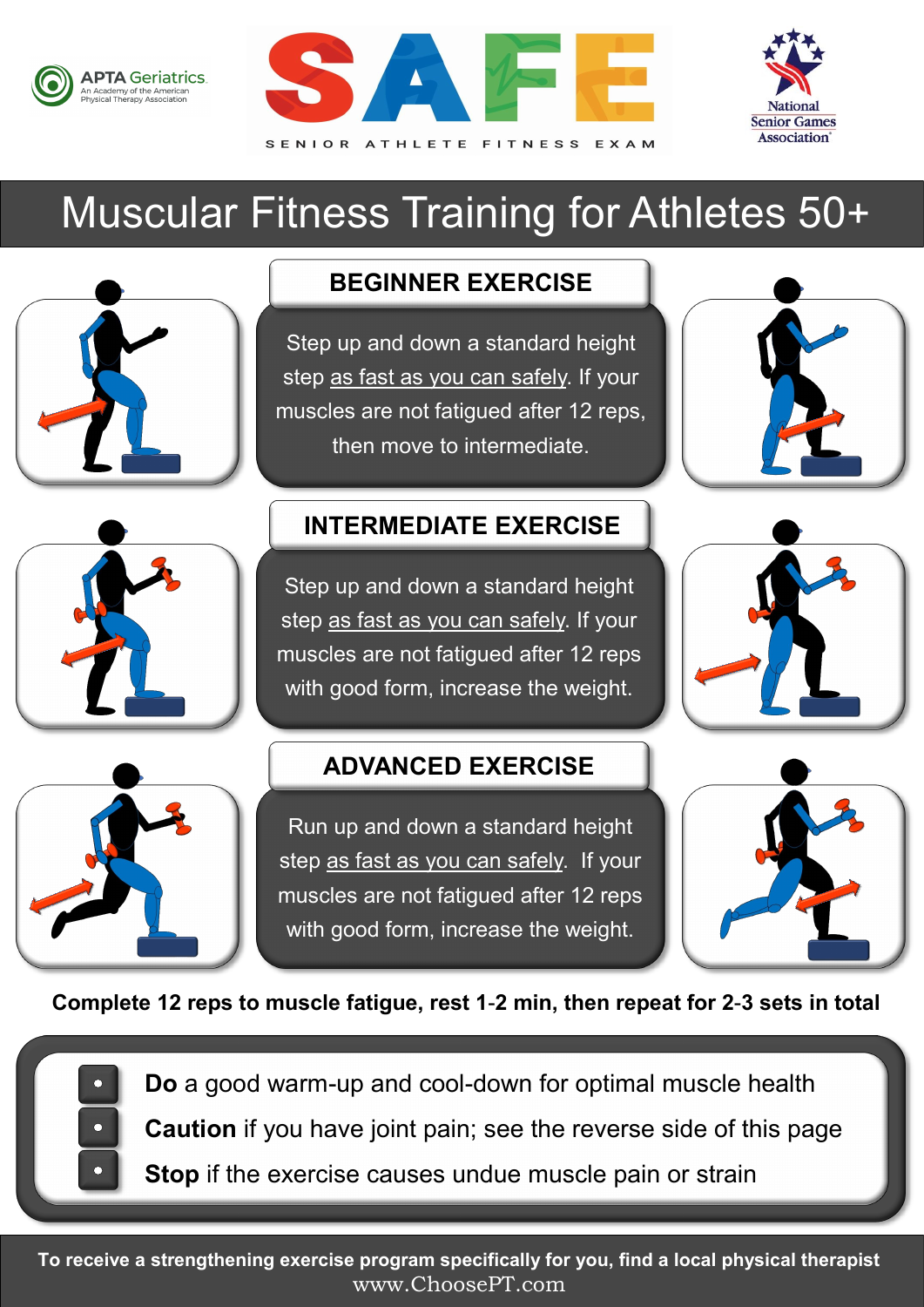APTA Geriatrics
An Academy of the American Physical Therapy Association

# SAFE
SENIOR ATHLETE FITNESS EXAM

National Senior Games Association

# Muscular Fitness Training for Athletes 50+

## BEGINNER EXERCISE

Step up and down a standard height step as fast as you can safely. If your muscles are not fatigued after 12 reps, then move to intermediate.

## INTERMEDIATE EXERCISE

Step up and down a standard height step as fast as you can safely. If your muscles are not fatigued after 12 reps with good form, increase the weight.

## ADVANCED EXERCISE

Run up and down a standard height step as fast as you can safely. If your muscles are not fatigued after 12 reps with good form, increase the weight.

**Complete 12 reps to muscle fatigue, rest 1-2 min, then repeat for 2-3 sets in total**

- **Do** a good warm-up and cool-down for optimal muscle health
- **Caution** if you have joint pain; see the reverse side of this page
- **Stop** if the exercise causes undue muscle pain or strain

**To receive a strengthening exercise program specifically for you, find a local physical therapist**
www.ChoosePT.com